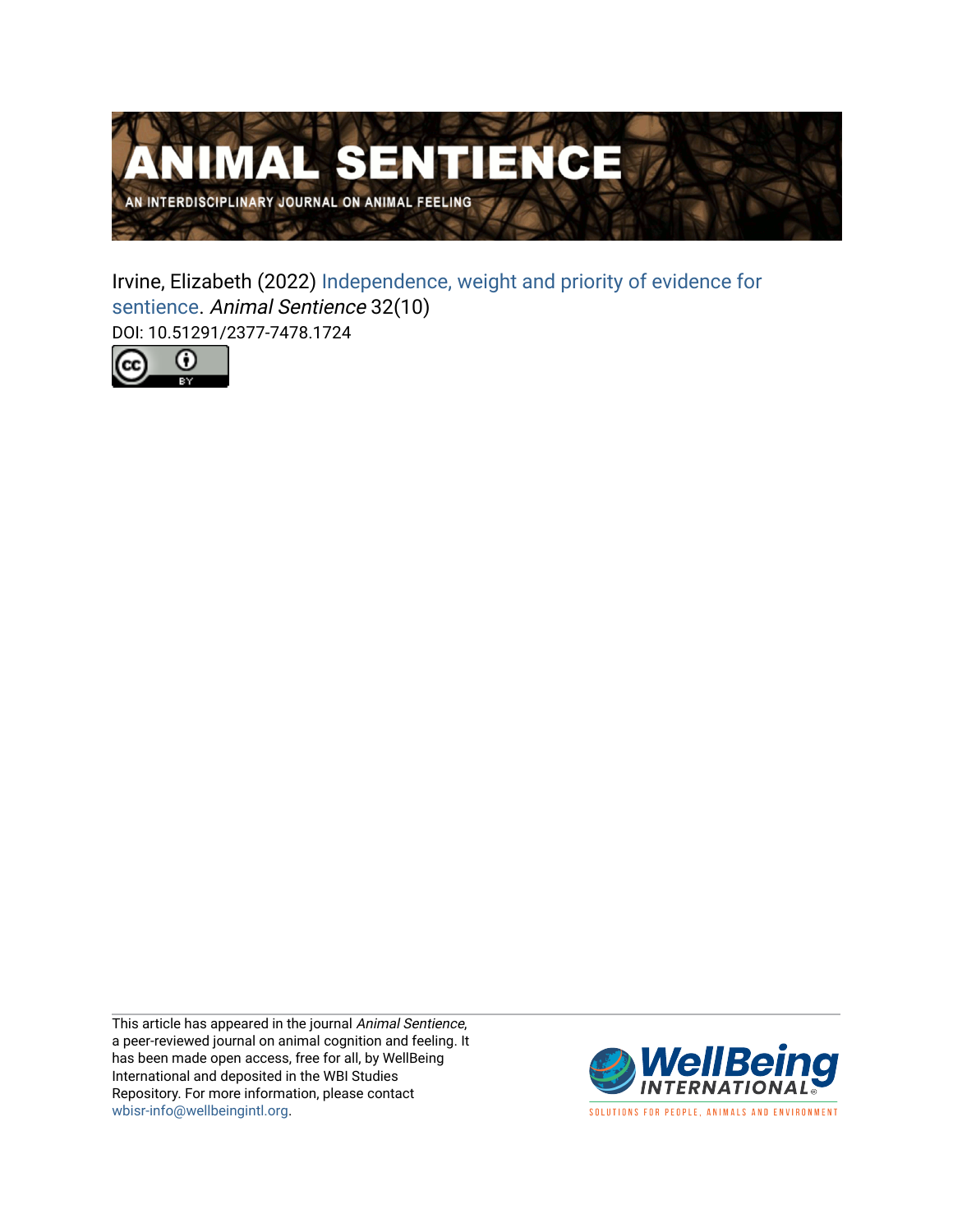# ANIMAL SENTIENCE

AN INTERDISCIPLINARY JOURNAL ON ANIMAL FEELING

Irvine, Elizabeth (2022) Independence, weight and priority of evidence for sentience. *Animal Sentience* 32(10)

DOI: 10.51291/2377-7478.1724

This article has appeared in the journal *Animal Sentience*, a peer-reviewed journal on animal cognition and feeling. It has been made open access, free for all, by WellBeing International and deposited in the WBI Studies Repository. For more information, please contact wbisr-info@wellbeingintl.org.

WellBeing INTERNATIONAL

SOLUTIONS FOR PEOPLE, ANIMALS AND ENVIRONMENT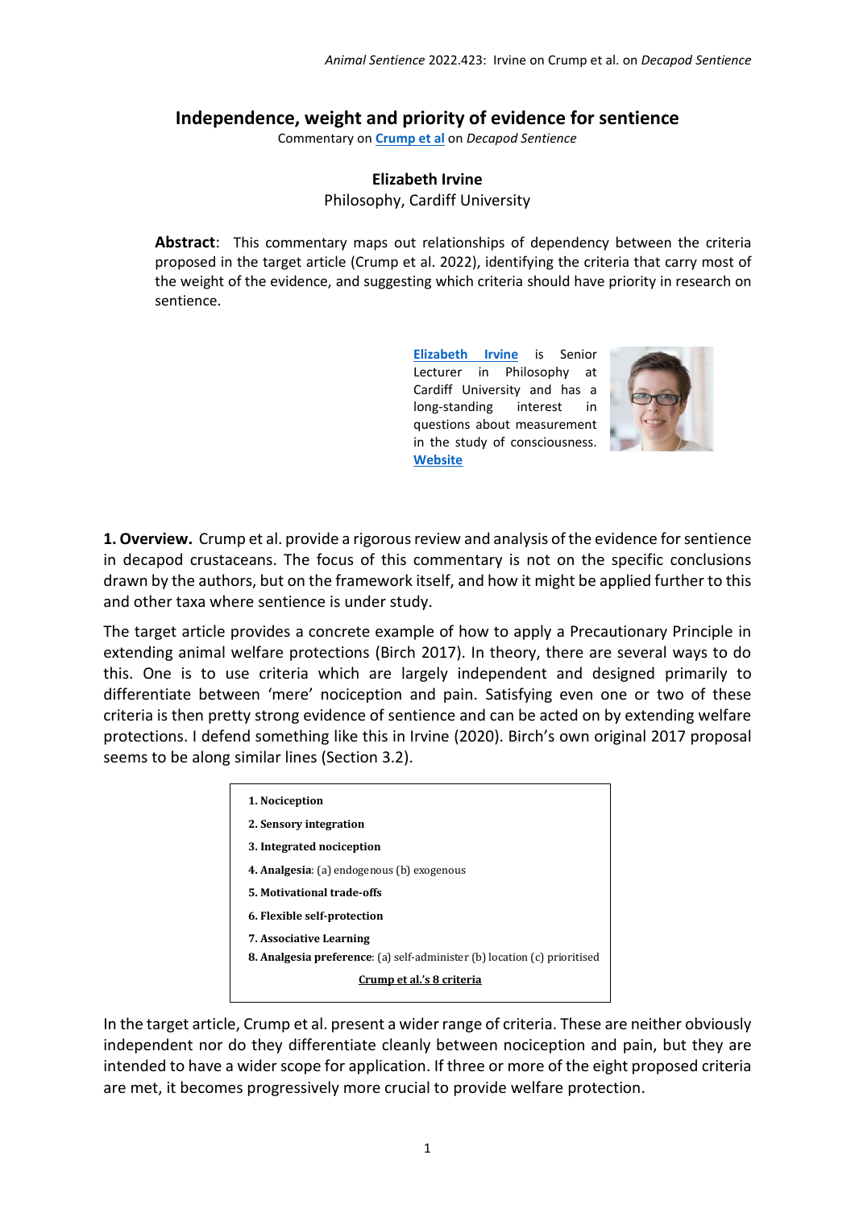# Independence, weight and priority of evidence for sentience

Commentary on **Crump et al** on *Decapod Sentience*

**Elizabeth Irvine**
Philosophy, Cardiff University

**Abstract**: This commentary maps out relationships of dependency between the criteria proposed in the target article (Crump et al. 2022), identifying the criteria that carry most of the weight of the evidence, and suggesting which criteria should have priority in research on sentience.

**Elizabeth Irvine** is Senior Lecturer in Philosophy at Cardiff University and has a long-standing interest in questions about measurement in the study of consciousness. **Website**

**1. Overview.** Crump et al. provide a rigorous review and analysis of the evidence for sentience in decapod crustaceans. The focus of this commentary is not on the specific conclusions drawn by the authors, but on the framework itself, and how it might be applied further to this and other taxa where sentience is under study.

The target article provides a concrete example of how to apply a Precautionary Principle in extending animal welfare protections (Birch 2017). In theory, there are several ways to do this. One is to use criteria which are largely independent and designed primarily to differentiate between 'mere' nociception and pain. Satisfying even one or two of these criteria is then pretty strong evidence of sentience and can be acted on by extending welfare protections. I defend something like this in Irvine (2020). Birch's own original 2017 proposal seems to be along similar lines (Section 3.2).

**1. Nociception**

**2. Sensory integration**

**3. Integrated nociception**

**4. Analgesia**: (a) endogenous (b) exogenous

**5. Motivational trade-offs**

**6. Flexible self-protection**

**7. Associative Learning**

**8. Analgesia preference**: (a) self-administer (b) location (c) prioritised

**Crump et al.'s 8 criteria**

In the target article, Crump et al. present a wider range of criteria. These are neither obviously independent nor do they differentiate cleanly between nociception and pain, but they are intended to have a wider scope for application. If three or more of the eight proposed criteria are met, it becomes progressively more crucial to provide welfare protection.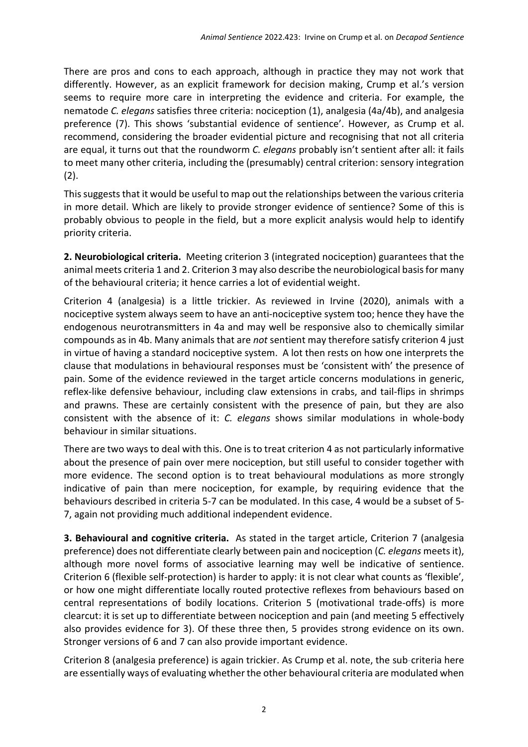There are pros and cons to each approach, although in practice they may not work that differently. However, as an explicit framework for decision making, Crump et al.'s version seems to require more care in interpreting the evidence and criteria. For example, the nematode *C. elegans* satisfies three criteria: nociception (1), analgesia (4a/4b), and analgesia preference (7). This shows 'substantial evidence of sentience'. However, as Crump et al. recommend, considering the broader evidential picture and recognising that not all criteria are equal, it turns out that the roundworm *C. elegans* probably isn't sentient after all: it fails to meet many other criteria, including the (presumably) central criterion: sensory integration (2).

This suggests that it would be useful to map out the relationships between the various criteria in more detail. Which are likely to provide stronger evidence of sentience? Some of this is probably obvious to people in the field, but a more explicit analysis would help to identify priority criteria.

**2. Neurobiological criteria.** Meeting criterion 3 (integrated nociception) guarantees that the animal meets criteria 1 and 2. Criterion 3 may also describe the neurobiological basis for many of the behavioural criteria; it hence carries a lot of evidential weight.

Criterion 4 (analgesia) is a little trickier. As reviewed in Irvine (2020), animals with a nociceptive system always seem to have an anti-nociceptive system too; hence they have the endogenous neurotransmitters in 4a and may well be responsive also to chemically similar compounds as in 4b. Many animals that are *not* sentient may therefore satisfy criterion 4 just in virtue of having a standard nociceptive system. A lot then rests on how one interprets the clause that modulations in behavioural responses must be 'consistent with' the presence of pain. Some of the evidence reviewed in the target article concerns modulations in generic, reflex-like defensive behaviour, including claw extensions in crabs, and tail-flips in shrimps and prawns. These are certainly consistent with the presence of pain, but they are also consistent with the absence of it: *C. elegans* shows similar modulations in whole-body behaviour in similar situations.

There are two ways to deal with this. One is to treat criterion 4 as not particularly informative about the presence of pain over mere nociception, but still useful to consider together with more evidence. The second option is to treat behavioural modulations as more strongly indicative of pain than mere nociception, for example, by requiring evidence that the behaviours described in criteria 5-7 can be modulated. In this case, 4 would be a subset of 5-7, again not providing much additional independent evidence.

**3. Behavioural and cognitive criteria.** As stated in the target article, Criterion 7 (analgesia preference) does not differentiate clearly between pain and nociception (*C. elegans* meets it), although more novel forms of associative learning may well be indicative of sentience. Criterion 6 (flexible self-protection) is harder to apply: it is not clear what counts as 'flexible', or how one might differentiate locally routed protective reflexes from behaviours based on central representations of bodily locations. Criterion 5 (motivational trade-offs) is more clearcut: it is set up to differentiate between nociception and pain (and meeting 5 effectively also provides evidence for 3). Of these three then, 5 provides strong evidence on its own. Stronger versions of 6 and 7 can also provide important evidence.

Criterion 8 (analgesia preference) is again trickier. As Crump et al. note, the sub-criteria here are essentially ways of evaluating whether the other behavioural criteria are modulated when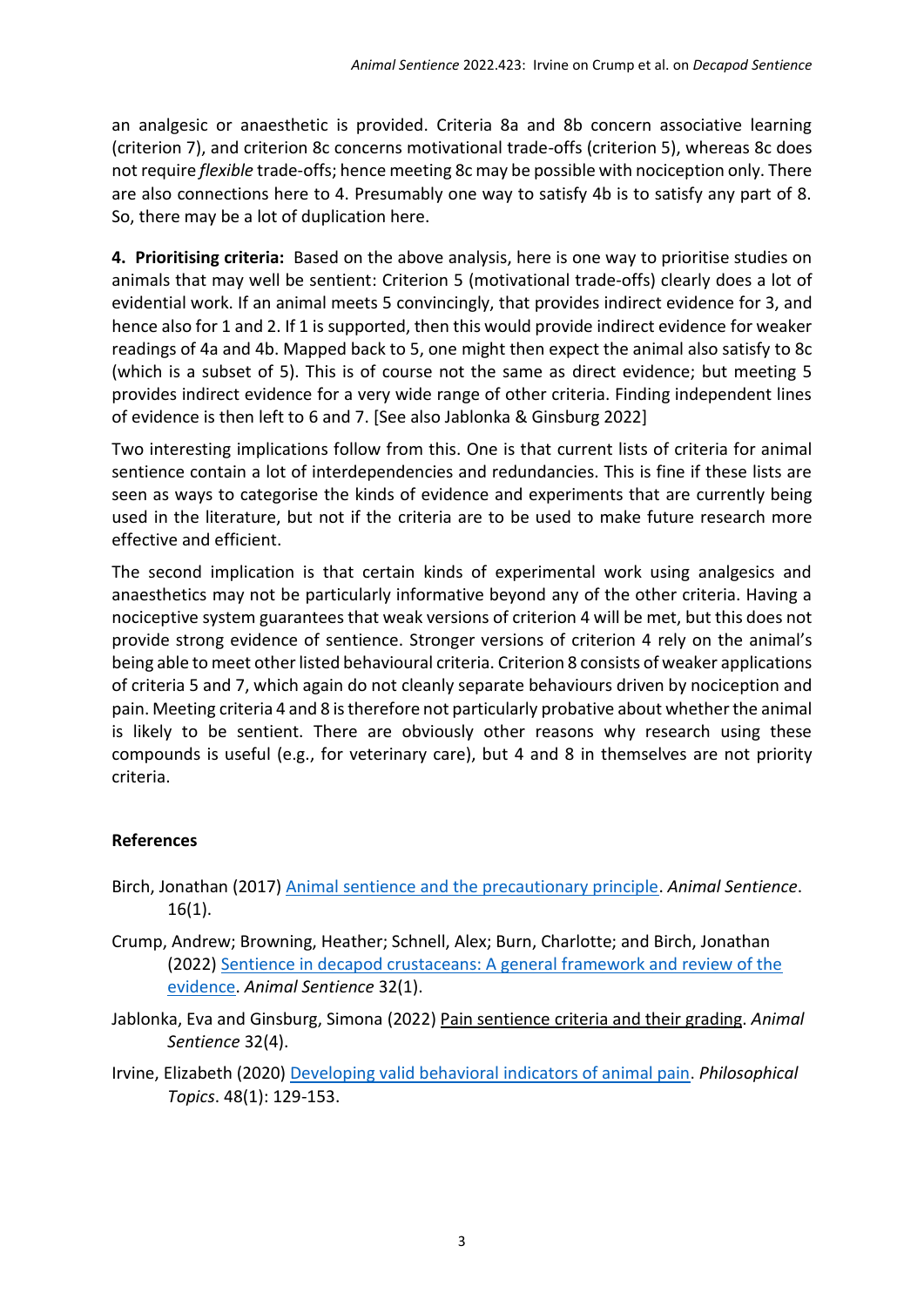an analgesic or anaesthetic is provided. Criteria 8a and 8b concern associative learning (criterion 7), and criterion 8c concerns motivational trade-offs (criterion 5), whereas 8c does not require *flexible* trade-offs; hence meeting 8c may be possible with nociception only. There are also connections here to 4. Presumably one way to satisfy 4b is to satisfy any part of 8. So, there may be a lot of duplication here.

**4. Prioritising criteria:** Based on the above analysis, here is one way to prioritise studies on animals that may well be sentient: Criterion 5 (motivational trade-offs) clearly does a lot of evidential work. If an animal meets 5 convincingly, that provides indirect evidence for 3, and hence also for 1 and 2. If 1 is supported, then this would provide indirect evidence for weaker readings of 4a and 4b. Mapped back to 5, one might then expect the animal also satisfy to 8c (which is a subset of 5). This is of course not the same as direct evidence; but meeting 5 provides indirect evidence for a very wide range of other criteria. Finding independent lines of evidence is then left to 6 and 7. [See also Jablonka & Ginsburg 2022]

Two interesting implications follow from this. One is that current lists of criteria for animal sentience contain a lot of interdependencies and redundancies. This is fine if these lists are seen as ways to categorise the kinds of evidence and experiments that are currently being used in the literature, but not if the criteria are to be used to make future research more effective and efficient.

The second implication is that certain kinds of experimental work using analgesics and anaesthetics may not be particularly informative beyond any of the other criteria. Having a nociceptive system guarantees that weak versions of criterion 4 will be met, but this does not provide strong evidence of sentience. Stronger versions of criterion 4 rely on the animal's being able to meet other listed behavioural criteria. Criterion 8 consists of weaker applications of criteria 5 and 7, which again do not cleanly separate behaviours driven by nociception and pain. Meeting criteria 4 and 8 is therefore not particularly probative about whether the animal is likely to be sentient. There are obviously other reasons why research using these compounds is useful (e.g., for veterinary care), but 4 and 8 in themselves are not priority criteria.

## References

Birch, Jonathan (2017) Animal sentience and the precautionary principle. *Animal Sentience*. 16(1).

Crump, Andrew; Browning, Heather; Schnell, Alex; Burn, Charlotte; and Birch, Jonathan (2022) Sentience in decapod crustaceans: A general framework and review of the evidence. *Animal Sentience* 32(1).

Jablonka, Eva and Ginsburg, Simona (2022) Pain sentience criteria and their grading. *Animal Sentience* 32(4).

Irvine, Elizabeth (2020) Developing valid behavioral indicators of animal pain. *Philosophical Topics*. 48(1): 129-153.